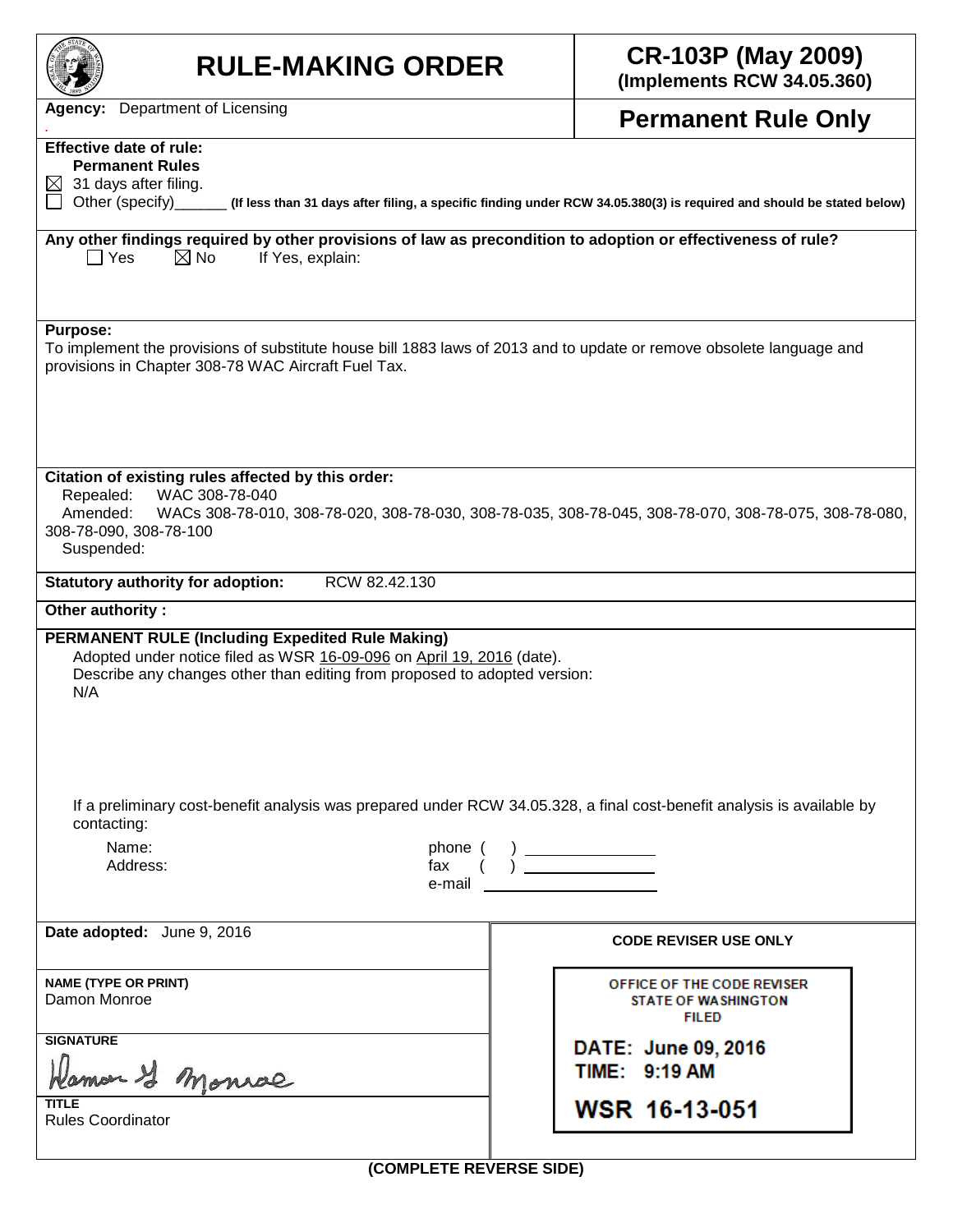# RULE-MAKING ORDER

**CR-103P (May 2009)**
**(Implements RCW 34.05.360)**

**Agency:** Department of Licensing

## Permanent Rule Only

**Effective date of rule:**
**Permanent Rules**
☒ 31 days after filing.
☐ Other (specify)______ **(If less than 31 days after filing, a specific finding under RCW 34.05.380(3) is required and should be stated below)**

**Any other findings required by other provisions of law as precondition to adoption or effectiveness of rule?**
☐ Yes ☒ No If Yes, explain:

**Purpose:**
To implement the provisions of substitute house bill 1883 laws of 2013 and to update or remove obsolete language and provisions in Chapter 308-78 WAC Aircraft Fuel Tax.

**Citation of existing rules affected by this order:**
Repealed: WAC 308-78-040
Amended: WACs 308-78-010, 308-78-020, 308-78-030, 308-78-035, 308-78-045, 308-78-070, 308-78-075, 308-78-080, 308-78-090, 308-78-100
Suspended:

**Statutory authority for adoption:** RCW 82.42.130

**Other authority :**

**PERMANENT RULE (Including Expedited Rule Making)**
Adopted under notice filed as WSR 16-09-096 on April 19, 2016 (date).
Describe any changes other than editing from proposed to adopted version:
N/A

If a preliminary cost-benefit analysis was prepared under RCW 34.05.328, a final cost-benefit analysis is available by contacting:

Name: phone ( ) ______________
Address: fax ( ) ______________
e-mail ______________

**Date adopted:** June 9, 2016

**NAME (TYPE OR PRINT)**
Damon Monroe

**SIGNATURE**
Damon G Monroe

**TITLE**
Rules Coordinator

**CODE REVISER USE ONLY**

OFFICE OF THE CODE REVISER
STATE OF WASHINGTON
FILED

DATE: June 09, 2016
TIME: 9:19 AM

WSR 16-13-051

**(COMPLETE REVERSE SIDE)**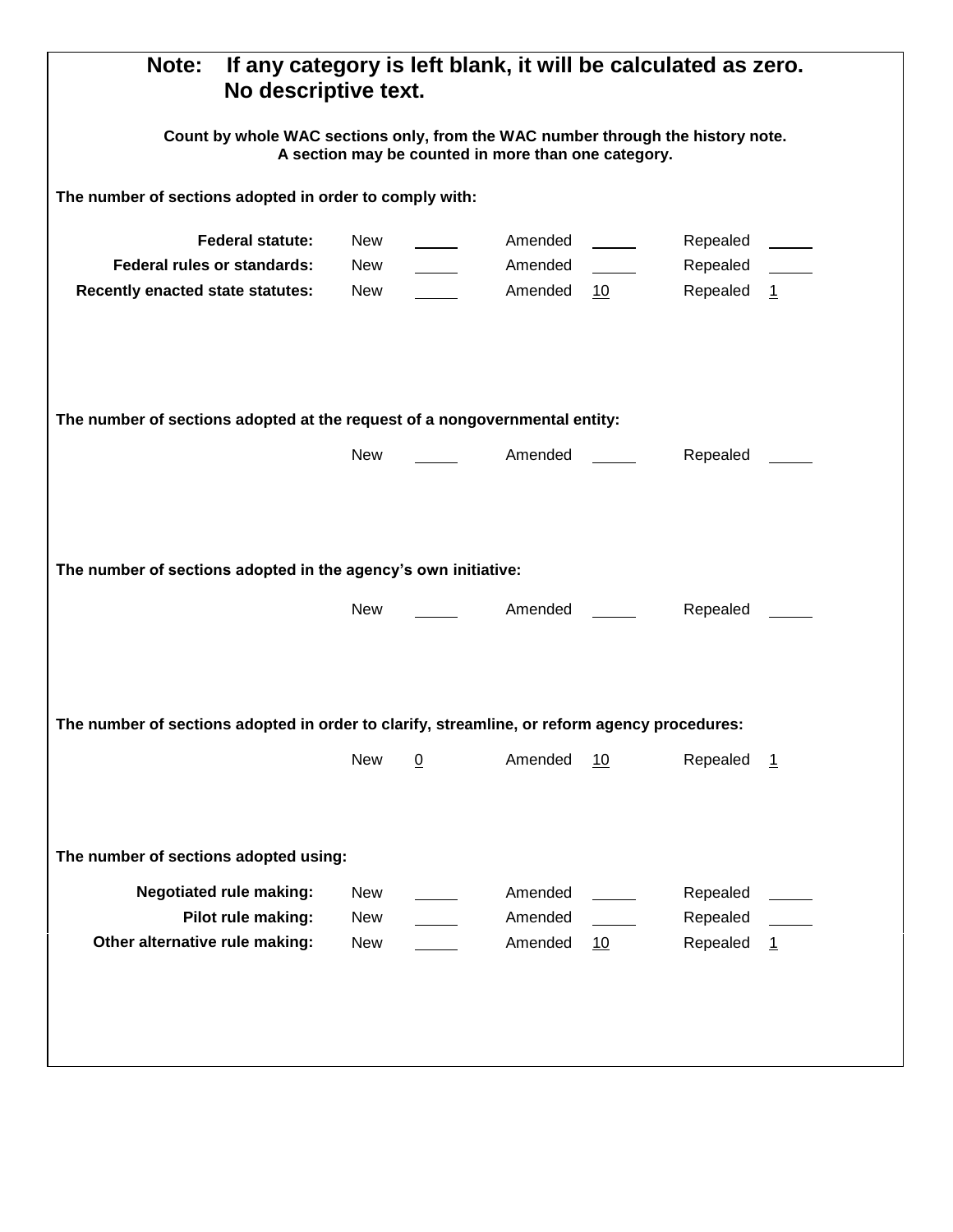**Note: If any category is left blank, it will be calculated as zero.
No descriptive text.**

**Count by whole WAC sections only, from the WAC number through the history note.
A section may be counted in more than one category.**

**The number of sections adopted in order to comply with:**

| | | | | | | |
|---|---|---|---|---|---|---|
| **Federal statute:** | New | | Amended | | Repealed | |
| **Federal rules or standards:** | New | | Amended | | Repealed | |
| **Recently enacted state statutes:** | New | | Amended | 10 | Repealed | 1 |

**The number of sections adopted at the request of a nongovernmental entity:**

| | | | | | |
|---|---|---|---|---|---|
| New | | Amended | | Repealed | |

**The number of sections adopted in the agency's own initiative:**

| | | | | | |
|---|---|---|---|---|---|
| New | | Amended | | Repealed | |

**The number of sections adopted in order to clarify, streamline, or reform agency procedures:**

| | | | | | |
|---|---|---|---|---|---|
| New | 0 | Amended | 10 | Repealed | 1 |

**The number of sections adopted using:**

| | | | | | | |
|---|---|---|---|---|---|---|
| **Negotiated rule making:** | New | | Amended | | Repealed | |
| **Pilot rule making:** | New | | Amended | | Repealed | |
| **Other alternative rule making:** | New | | Amended | 10 | Repealed | 1 |